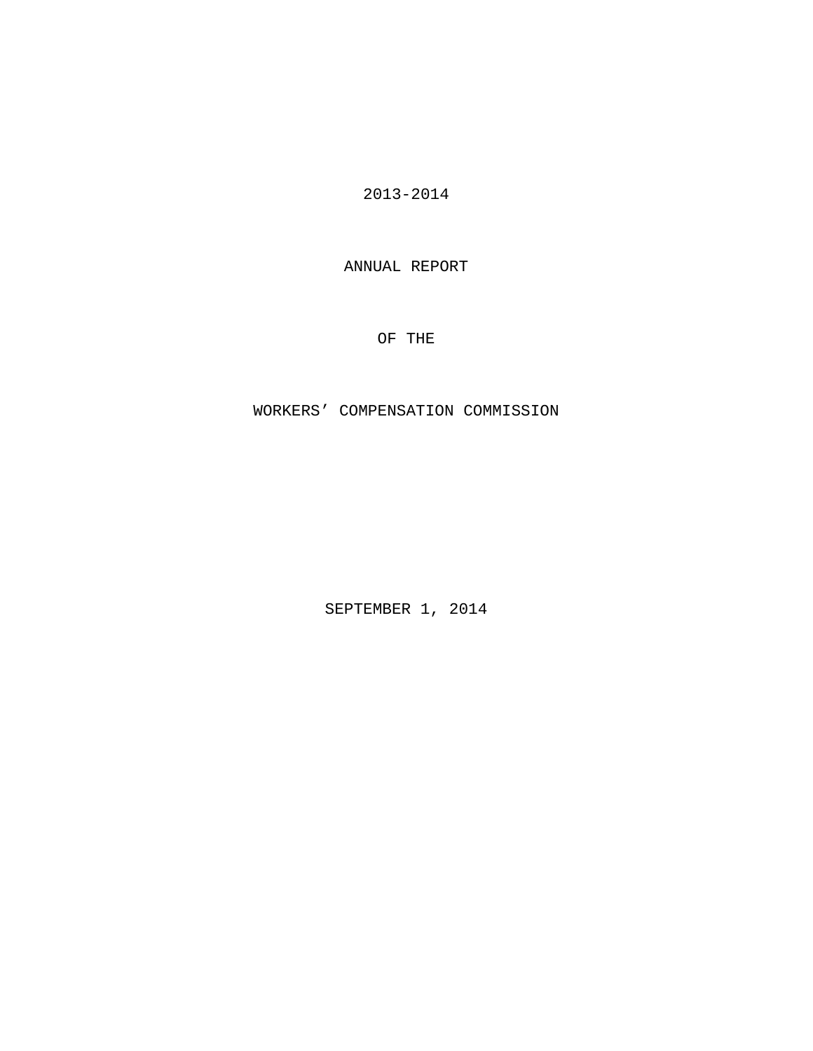# 2013-2014

# ANNUAL REPORT

# OF THE

# WORKERS' COMPENSATION COMMISSION

SEPTEMBER 1, 2014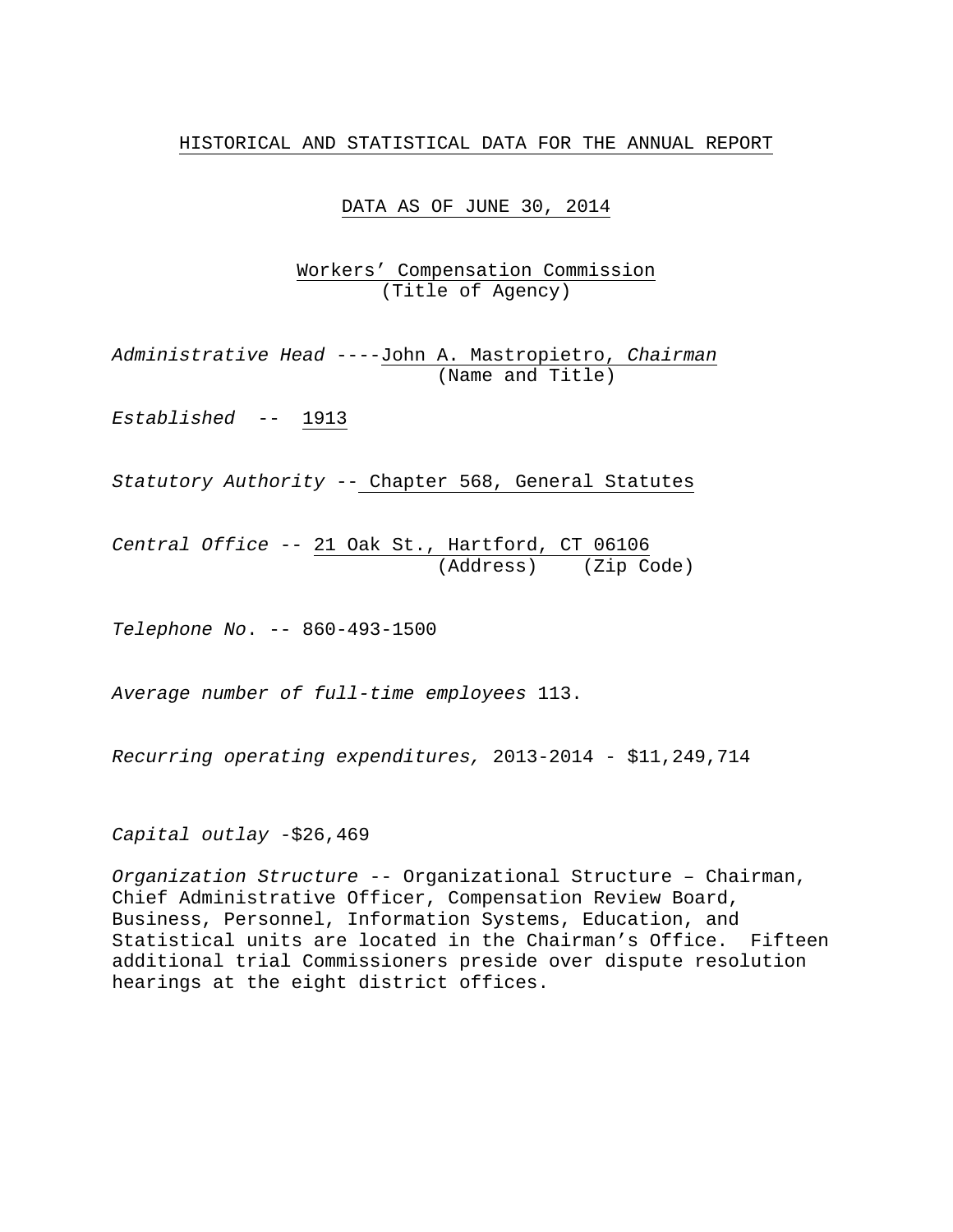HISTORICAL AND STATISTICAL DATA FOR THE ANNUAL REPORT

DATA AS OF JUNE 30, 2014

Workers' Compensation Commission
(Title of Agency)

*Administrative Head* ----John A. Mastropietro, *Chairman*
(Name and Title)

*Established* -- 1913

*Statutory Authority* -- Chapter 568, General Statutes

*Central Office* -- 21 Oak St., Hartford, CT 06106
(Address) (Zip Code)

*Telephone No*. -- 860-493-1500

*Average number of full-time employees* 113.

*Recurring operating expenditures,* 2013-2014 - $11,249,714

*Capital outlay* -$26,469

*Organization Structure* -- Organizational Structure – Chairman, Chief Administrative Officer, Compensation Review Board, Business, Personnel, Information Systems, Education, and Statistical units are located in the Chairman's Office. Fifteen additional trial Commissioners preside over dispute resolution hearings at the eight district offices.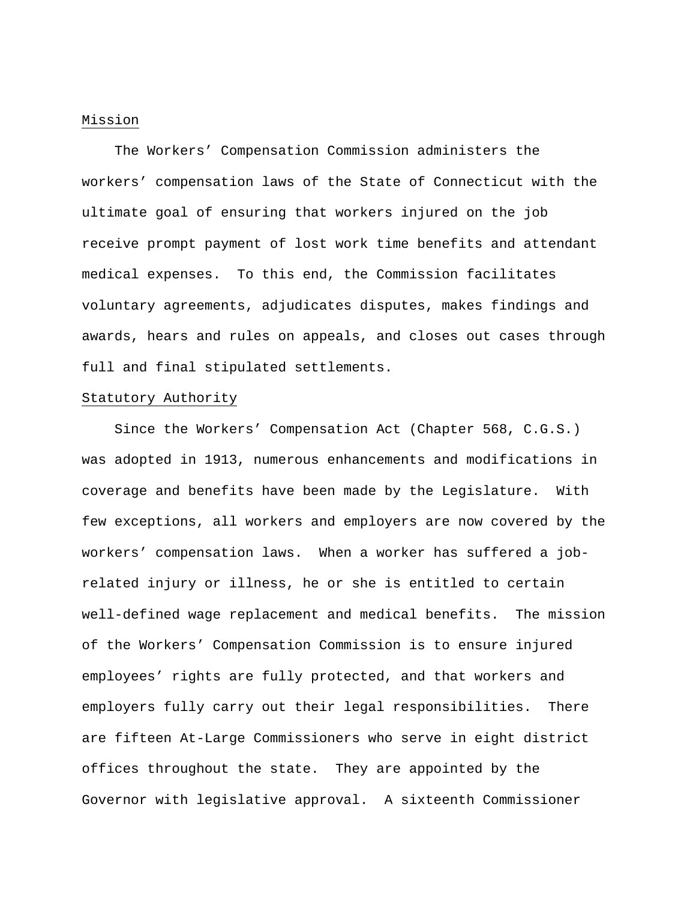## Mission

The Workers' Compensation Commission administers the workers' compensation laws of the State of Connecticut with the ultimate goal of ensuring that workers injured on the job receive prompt payment of lost work time benefits and attendant medical expenses. To this end, the Commission facilitates voluntary agreements, adjudicates disputes, makes findings and awards, hears and rules on appeals, and closes out cases through full and final stipulated settlements.

## Statutory Authority

Since the Workers' Compensation Act (Chapter 568, C.G.S.) was adopted in 1913, numerous enhancements and modifications in coverage and benefits have been made by the Legislature. With few exceptions, all workers and employers are now covered by the workers' compensation laws. When a worker has suffered a job-related injury or illness, he or she is entitled to certain well-defined wage replacement and medical benefits. The mission of the Workers' Compensation Commission is to ensure injured employees' rights are fully protected, and that workers and employers fully carry out their legal responsibilities. There are fifteen At-Large Commissioners who serve in eight district offices throughout the state. They are appointed by the Governor with legislative approval. A sixteenth Commissioner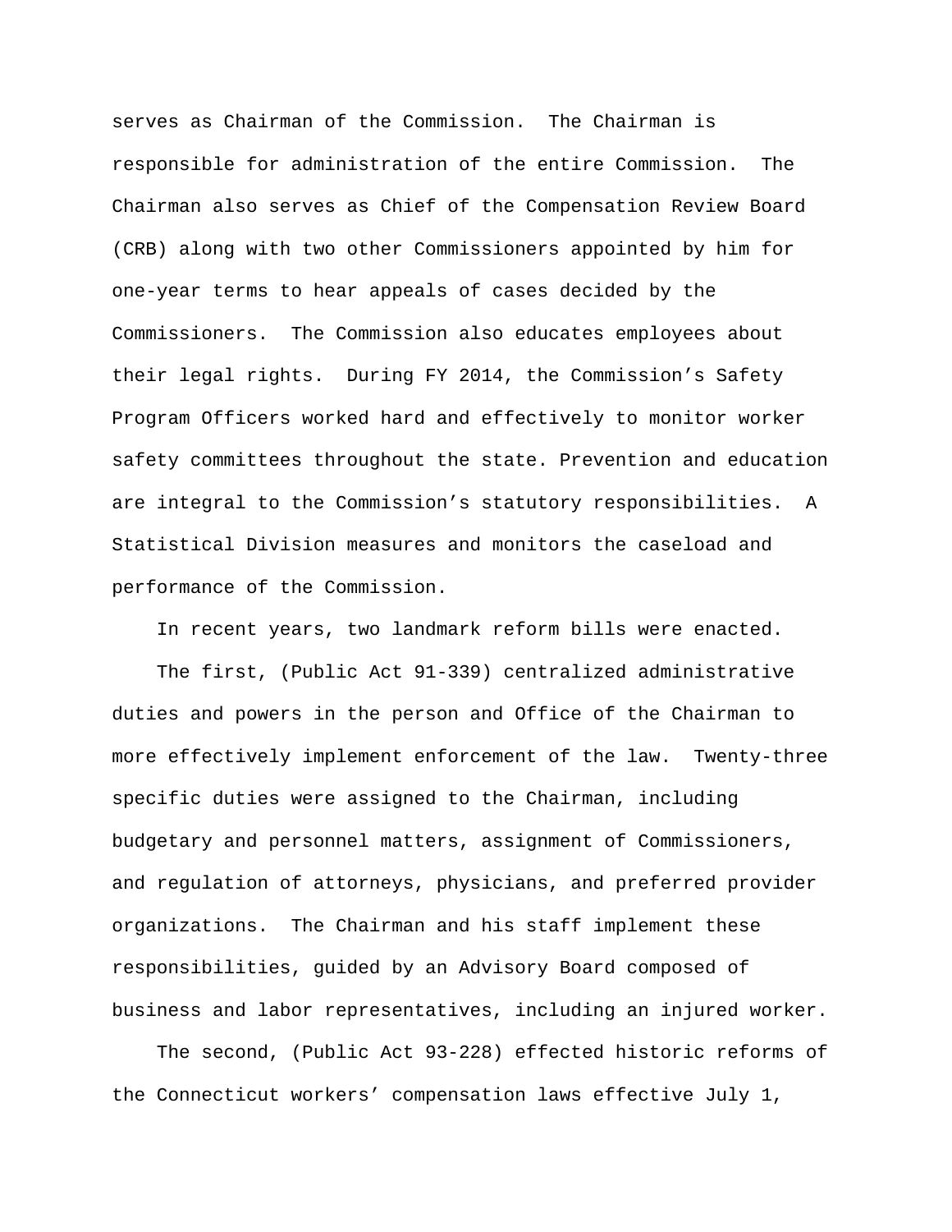serves as Chairman of the Commission. The Chairman is responsible for administration of the entire Commission. The Chairman also serves as Chief of the Compensation Review Board (CRB) along with two other Commissioners appointed by him for one-year terms to hear appeals of cases decided by the Commissioners. The Commission also educates employees about their legal rights. During FY 2014, the Commission's Safety Program Officers worked hard and effectively to monitor worker safety committees throughout the state. Prevention and education are integral to the Commission's statutory responsibilities. A Statistical Division measures and monitors the caseload and performance of the Commission.

In recent years, two landmark reform bills were enacted.

The first, (Public Act 91-339) centralized administrative duties and powers in the person and Office of the Chairman to more effectively implement enforcement of the law. Twenty-three specific duties were assigned to the Chairman, including budgetary and personnel matters, assignment of Commissioners, and regulation of attorneys, physicians, and preferred provider organizations. The Chairman and his staff implement these responsibilities, guided by an Advisory Board composed of business and labor representatives, including an injured worker.

The second, (Public Act 93-228) effected historic reforms of the Connecticut workers' compensation laws effective July 1,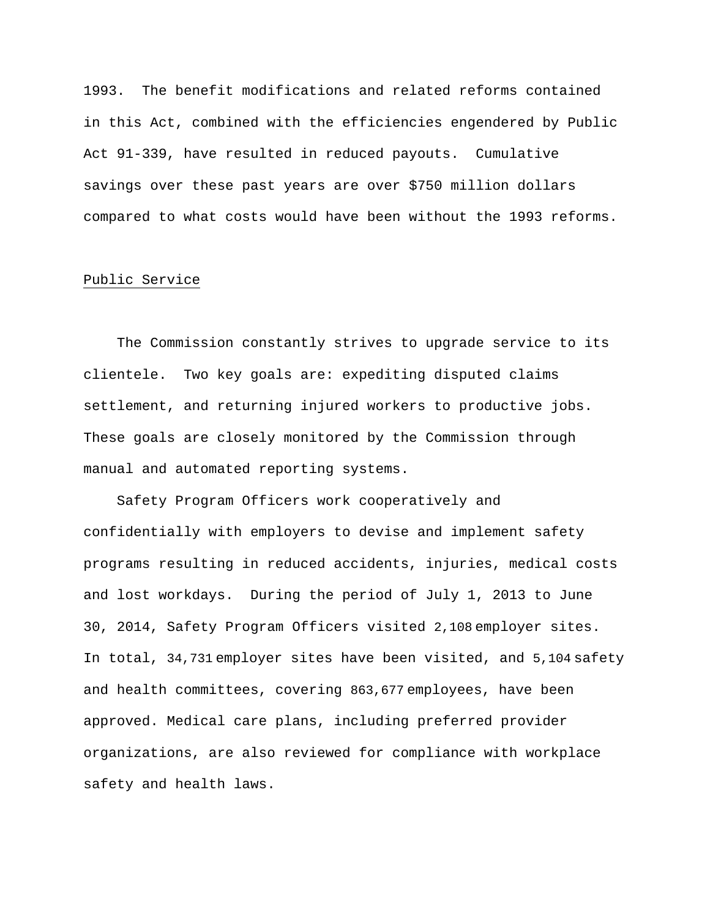1993. The benefit modifications and related reforms contained in this Act, combined with the efficiencies engendered by Public Act 91-339, have resulted in reduced payouts. Cumulative savings over these past years are over $750 million dollars compared to what costs would have been without the 1993 reforms.

## Public Service

The Commission constantly strives to upgrade service to its clientele. Two key goals are: expediting disputed claims settlement, and returning injured workers to productive jobs. These goals are closely monitored by the Commission through manual and automated reporting systems.

Safety Program Officers work cooperatively and confidentially with employers to devise and implement safety programs resulting in reduced accidents, injuries, medical costs and lost workdays. During the period of July 1, 2013 to June 30, 2014, Safety Program Officers visited 2,108 employer sites. In total, 34,731 employer sites have been visited, and 5,104 safety and health committees, covering 863,677 employees, have been approved. Medical care plans, including preferred provider organizations, are also reviewed for compliance with workplace safety and health laws.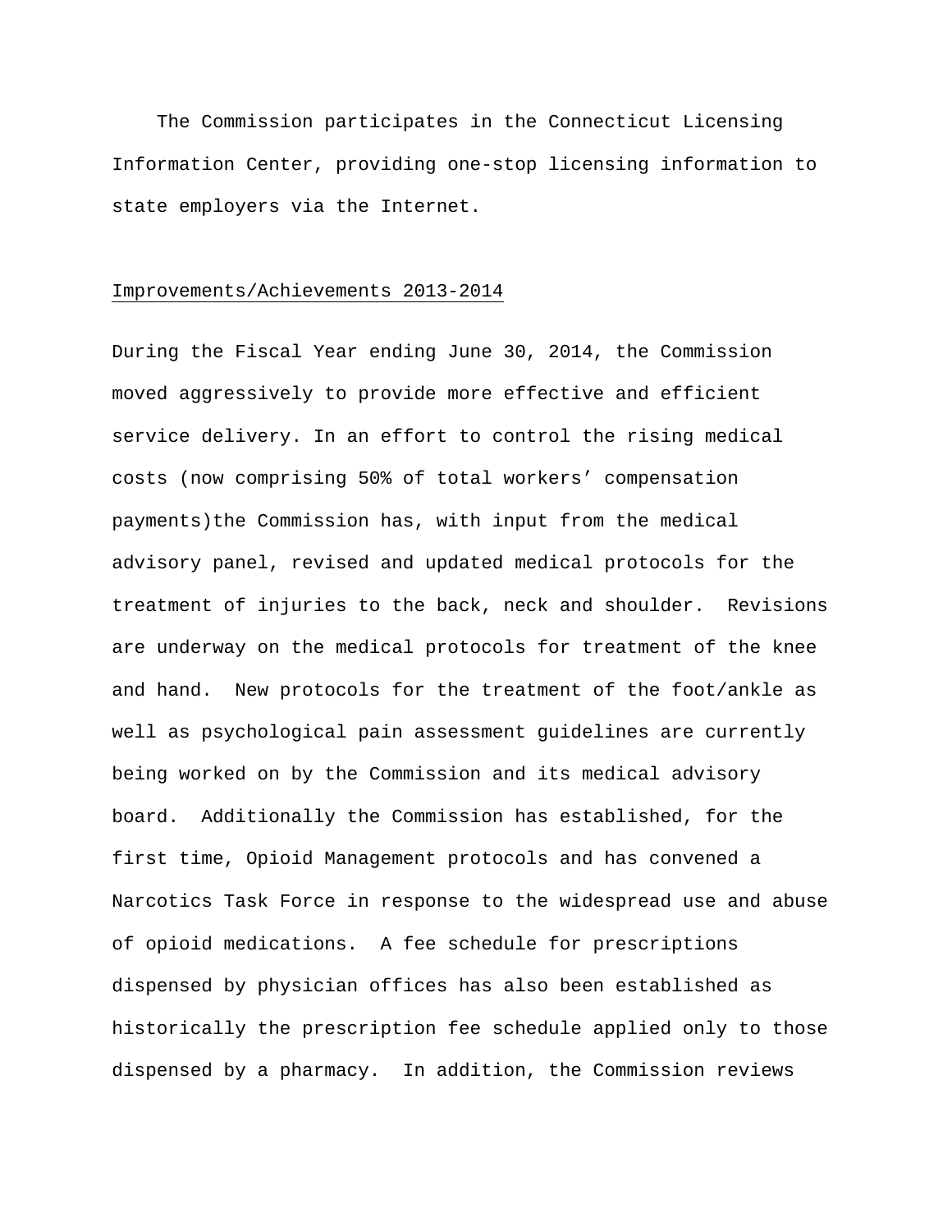The Commission participates in the Connecticut Licensing Information Center, providing one-stop licensing information to state employers via the Internet.

<u>Improvements/Achievements 2013-2014</u>

During the Fiscal Year ending June 30, 2014, the Commission moved aggressively to provide more effective and efficient service delivery. In an effort to control the rising medical costs (now comprising 50% of total workers' compensation payments)the Commission has, with input from the medical advisory panel, revised and updated medical protocols for the treatment of injuries to the back, neck and shoulder. Revisions are underway on the medical protocols for treatment of the knee and hand. New protocols for the treatment of the foot/ankle as well as psychological pain assessment guidelines are currently being worked on by the Commission and its medical advisory board. Additionally the Commission has established, for the first time, Opioid Management protocols and has convened a Narcotics Task Force in response to the widespread use and abuse of opioid medications. A fee schedule for prescriptions dispensed by physician offices has also been established as historically the prescription fee schedule applied only to those dispensed by a pharmacy. In addition, the Commission reviews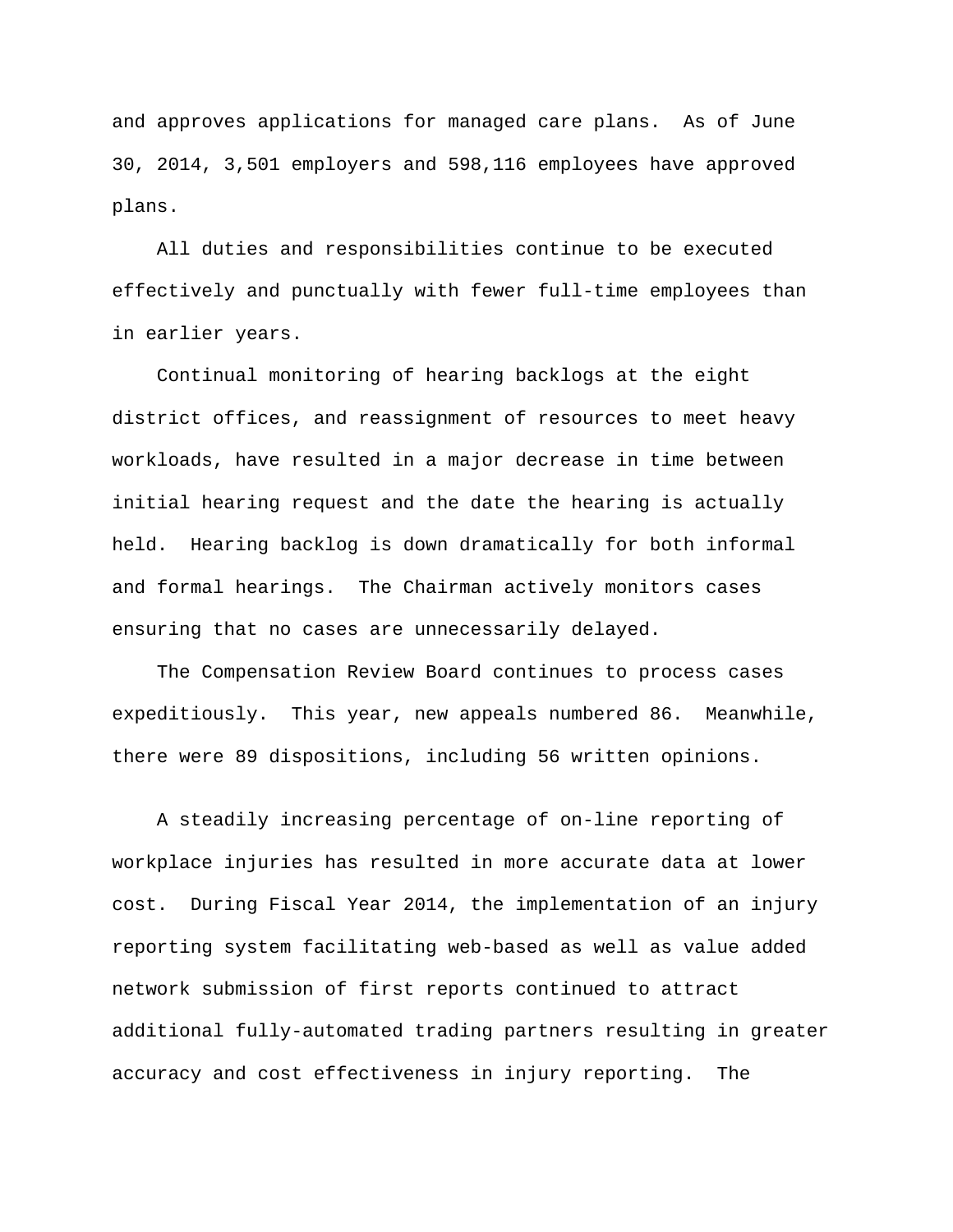and approves applications for managed care plans.  As of June 30, 2014, 3,501 employers and 598,116 employees have approved plans.

All duties and responsibilities continue to be executed effectively and punctually with fewer full-time employees than in earlier years.

Continual monitoring of hearing backlogs at the eight district offices, and reassignment of resources to meet heavy workloads, have resulted in a major decrease in time between initial hearing request and the date the hearing is actually held.  Hearing backlog is down dramatically for both informal and formal hearings.  The Chairman actively monitors cases ensuring that no cases are unnecessarily delayed.

The Compensation Review Board continues to process cases expeditiously.  This year, new appeals numbered 86.  Meanwhile, there were 89 dispositions, including 56 written opinions.

A steadily increasing percentage of on-line reporting of workplace injuries has resulted in more accurate data at lower cost.  During Fiscal Year 2014, the implementation of an injury reporting system facilitating web-based as well as value added network submission of first reports continued to attract additional fully-automated trading partners resulting in greater accuracy and cost effectiveness in injury reporting.  The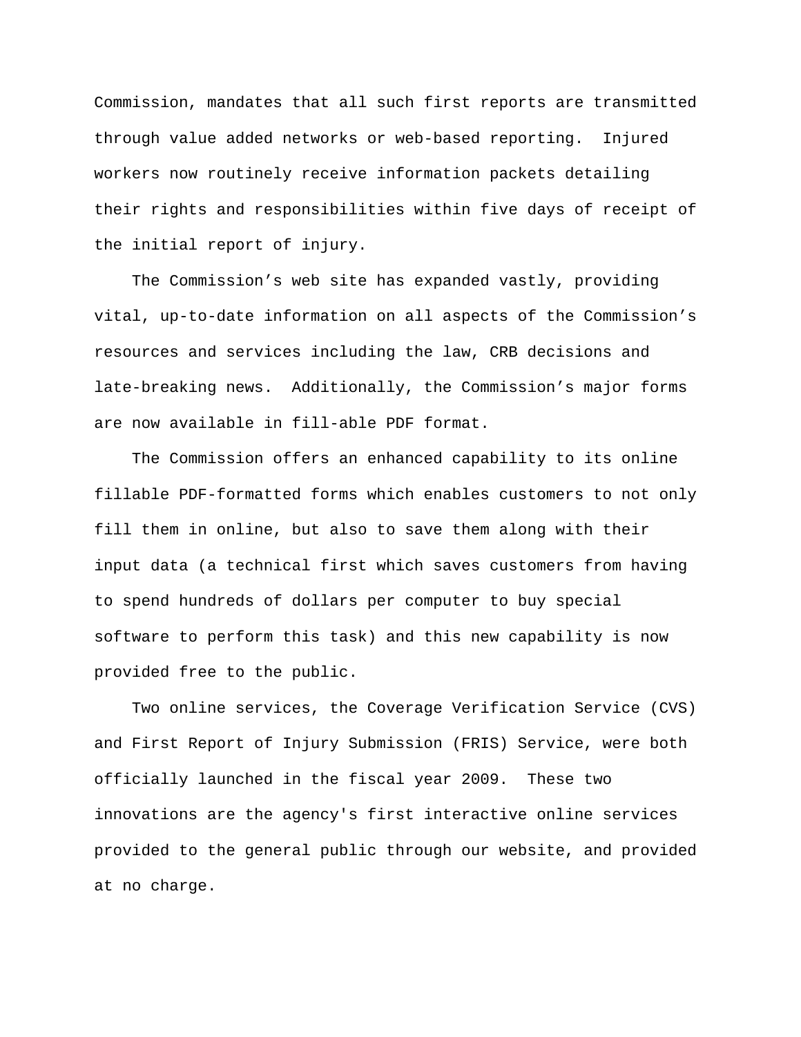Commission, mandates that all such first reports are transmitted through value added networks or web-based reporting. Injured workers now routinely receive information packets detailing their rights and responsibilities within five days of receipt of the initial report of injury.

The Commission's web site has expanded vastly, providing vital, up-to-date information on all aspects of the Commission's resources and services including the law, CRB decisions and late-breaking news. Additionally, the Commission's major forms are now available in fill-able PDF format.

The Commission offers an enhanced capability to its online fillable PDF-formatted forms which enables customers to not only fill them in online, but also to save them along with their input data (a technical first which saves customers from having to spend hundreds of dollars per computer to buy special software to perform this task) and this new capability is now provided free to the public.

Two online services, the Coverage Verification Service (CVS) and First Report of Injury Submission (FRIS) Service, were both officially launched in the fiscal year 2009. These two innovations are the agency's first interactive online services provided to the general public through our website, and provided at no charge.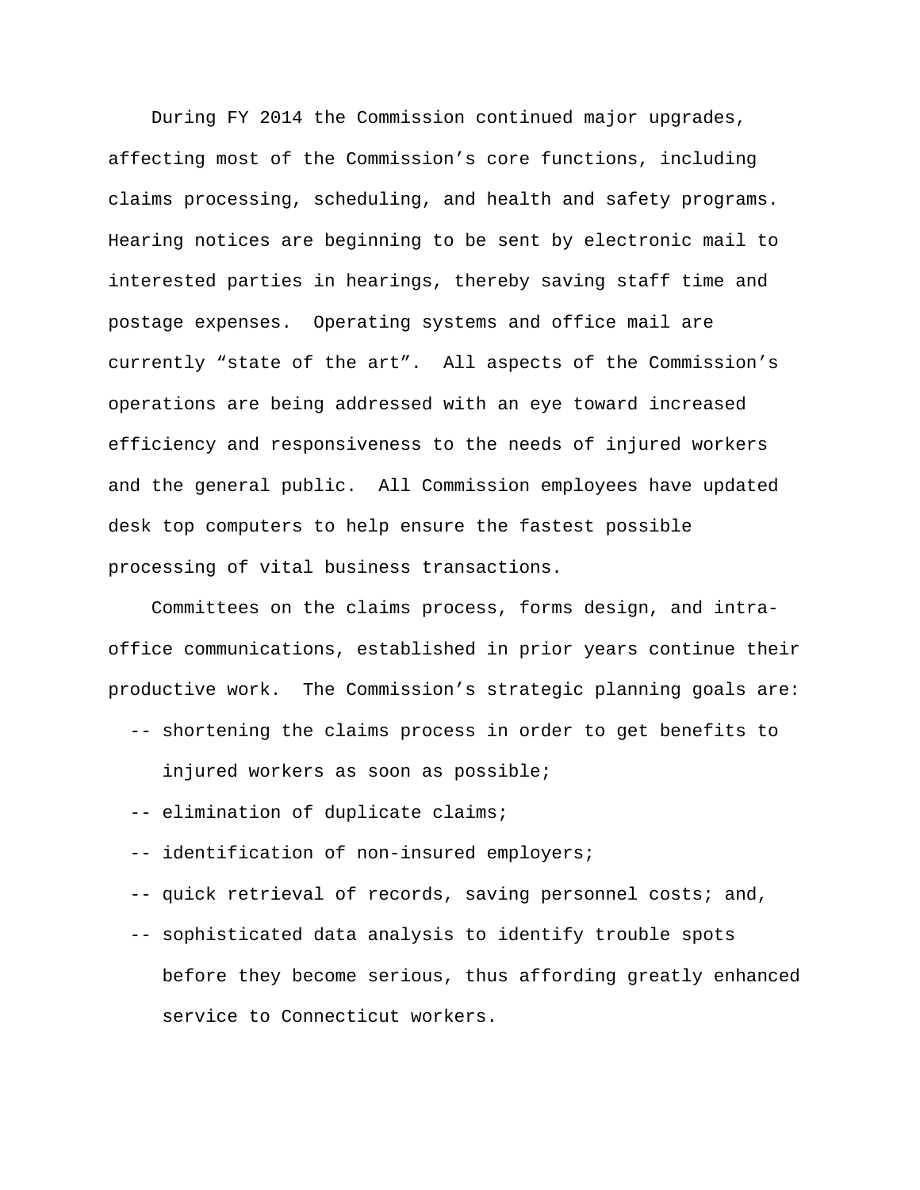During FY 2014 the Commission continued major upgrades, affecting most of the Commission's core functions, including claims processing, scheduling, and health and safety programs. Hearing notices are beginning to be sent by electronic mail to interested parties in hearings, thereby saving staff time and postage expenses. Operating systems and office mail are currently "state of the art". All aspects of the Commission's operations are being addressed with an eye toward increased efficiency and responsiveness to the needs of injured workers and the general public. All Commission employees have updated desk top computers to help ensure the fastest possible processing of vital business transactions.

Committees on the claims process, forms design, and intra-office communications, established in prior years continue their productive work. The Commission's strategic planning goals are:

-- shortening the claims process in order to get benefits to injured workers as soon as possible;

-- elimination of duplicate claims;

-- identification of non-insured employers;

-- quick retrieval of records, saving personnel costs; and,

-- sophisticated data analysis to identify trouble spots before they become serious, thus affording greatly enhanced service to Connecticut workers.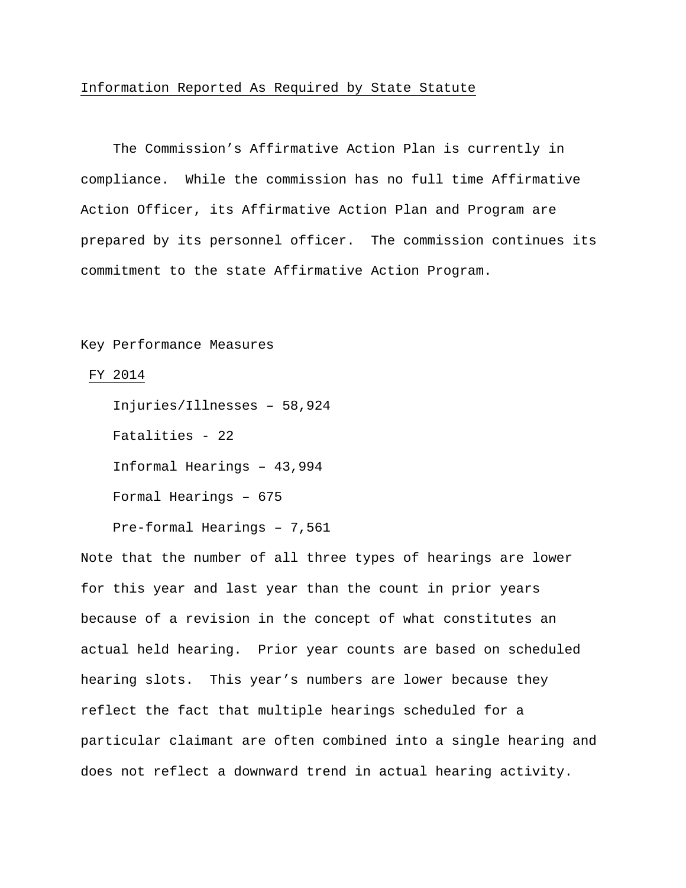Information Reported As Required by State Statute

The Commission's Affirmative Action Plan is currently in compliance. While the commission has no full time Affirmative Action Officer, its Affirmative Action Plan and Program are prepared by its personnel officer. The commission continues its commitment to the state Affirmative Action Program.

Key Performance Measures

FY 2014

Injuries/Illnesses – 58,924

Fatalities - 22

Informal Hearings – 43,994

Formal Hearings – 675

Pre-formal Hearings – 7,561

Note that the number of all three types of hearings are lower for this year and last year than the count in prior years because of a revision in the concept of what constitutes an actual held hearing. Prior year counts are based on scheduled hearing slots. This year's numbers are lower because they reflect the fact that multiple hearings scheduled for a particular claimant are often combined into a single hearing and does not reflect a downward trend in actual hearing activity.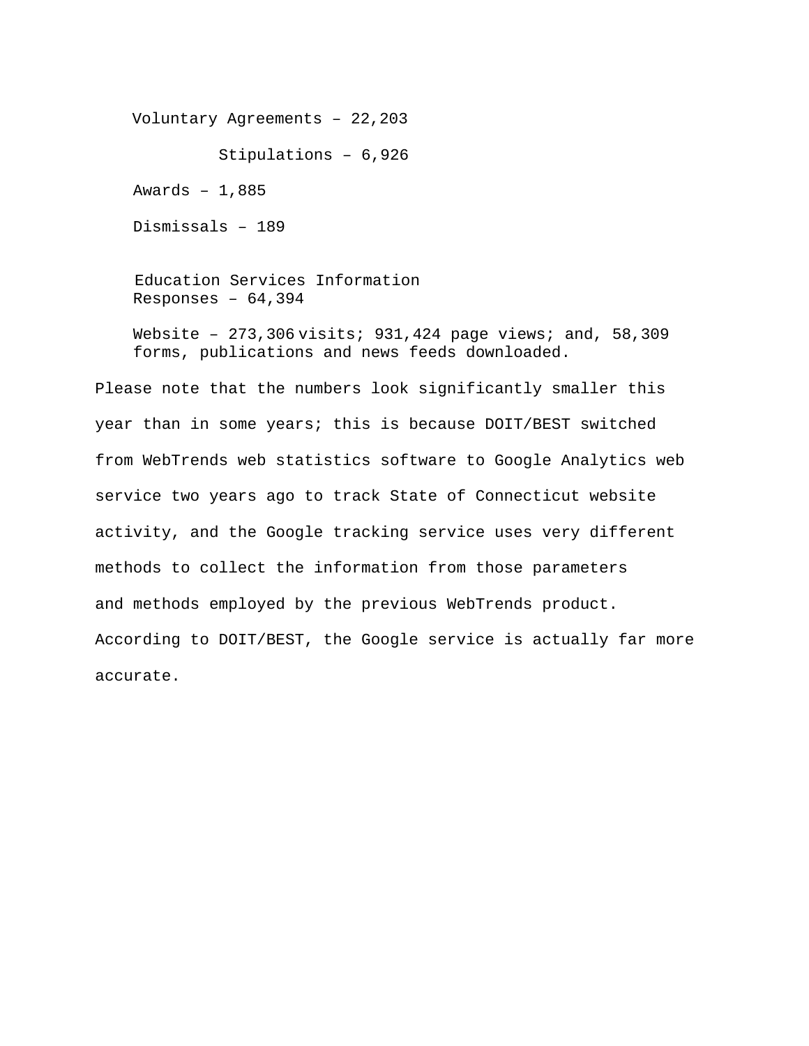Voluntary Agreements – 22,203

Stipulations – 6,926

Awards – 1,885

Dismissals – 189

Education Services Information Responses – 64,394

Website – 273,306 visits; 931,424 page views; and, 58,309 forms, publications and news feeds downloaded.

Please note that the numbers look significantly smaller this year than in some years; this is because DOIT/BEST switched from WebTrends web statistics software to Google Analytics web service two years ago to track State of Connecticut website activity, and the Google tracking service uses very different methods to collect the information from those parameters and methods employed by the previous WebTrends product. According to DOIT/BEST, the Google service is actually far more accurate.